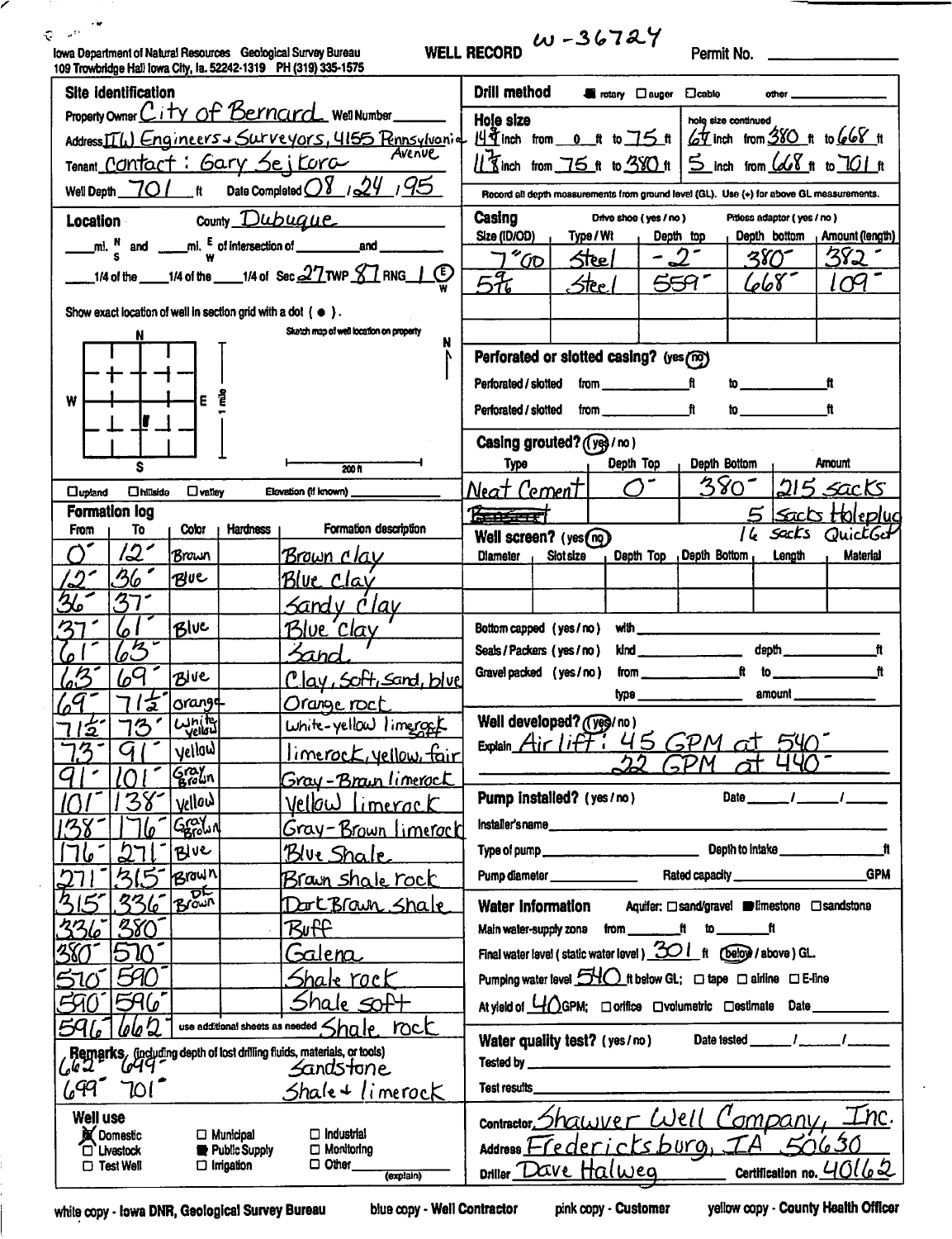Iowa Department of Natural Resources Geological Survey Bureau
109 Trowbridge Hall Iowa City, Ia. 52242-1319 PH (319) 335-1575

# WELL RECORD W-36724

Permit No. ______

## Site identification

Property Owner: City of Bernard  Well Number: ______

Address: IIW Engineers + Surveyors, 4155 Pennsylvania Avenue

Tenant: Contact: Gary Sejkora

Well Depth: 701 ft  Date Completed: 08/24/95

## Location

County: Dubuque

___ mi. N/S and ___ mi. E/W of intersection of ______ and ______

___ 1/4 of the ___ 1/4 of the ___ 1/4 of Sec 27 TWP 87 RNG 1 (E)

Show exact location of well in section grid with a dot (●).

☐ upland ☐ hillside ☐ valley  Elevation (if known) ______

## Formation log

| From | To | Color | Hardness | Formation description |
|---|---|---|---|---|
| 0' | 12' | Brown | | Brown clay |
| 12' | 36' | Blue | | Blue Clay |
| 36' | 37' | | | Sandy clay |
| 37' | 61' | Blue | | Blue clay |
| 61' | 63' | | | Sand |
| 63' | 69' | Blue | | Clay, soft, sand, blue |
| 69' | 71½' | orange | | Orange rock |
| 71½' | 73' | White yellow | | White-yellow limerock soft |
| 73' | 91' | yellow | | limerock, yellow, fair |
| 91' | 101' | Gray Brown | | Gray-Brown limerock |
| 101' | 138' | Yellow | | Yellow limerock |
| 138' | 176' | Gray Brown | | Gray-Brown limerock |
| 176' | 271' | Blue | | Blue Shale |
| 271' | 315' | Brown | | Brown shale rock |
| 315' | 336' | Dk Brown | | Dark Brown Shale |
| 336' | 380' | | | Buff |
| 380' | 570' | | | Galena |
| 570' | 590' | | | Shale rock |
| 590' | 596' | | | Shale soft |
| 596' | 662' | | | Shale rock |
| 662' | 699' | | | Sandstone |
| 699' | 701' | | | Shale + limerock |

**Remarks** (including depth of lost drilling fluids, materials, or tools)

**Well use**

☒ Domestic ☐ Municipal ☐ Industrial
☐ Livestock ■ Public Supply ☐ Monitoring
☐ Test Well ☐ Irrigation ☐ Other ______ (explain)

## Drill method

■ rotary ☐ auger ☐ cable  other ______

## Hole size

- 14¾ inch from 0 ft to 75 ft
- 11⅞ inch from 75 ft to 380 ft
- 6¾ inch from 380 ft to 668 ft
- 5 inch from 668 ft to 701 ft

Record all depth measurements from ground level (GL). Use (+) for above GL measurements.

## Casing

Drive shoe (yes / no)  Pitless adaptor (yes / no)

| Size (ID/OD) | Type / Wt | Depth top | Depth bottom | Amount (length) |
|---|---|---|---|---|
| 7" OD | Steel | -2' | 380' | 382' |
| 5 9/16 | Steel | 559' | 668' | 109' |

**Perforated or slotted casing?** (yes / (no))

Perforated / slotted from ______ ft to ______ ft

Perforated / slotted from ______ ft to ______ ft

**Casing grouted?** ((yes) / no)

| Type | Depth Top | Depth Bottom | Amount |
|---|---|---|---|
| Neat Cement | 0' | 380' | 215 sacks |
| ~~Bentonite~~ | | | 5 sacks Holeplug |
| | | | 16 sacks QuickGel |

**Well screen?** (yes / (no))

| Diameter | Slot size | Depth Top | Depth Bottom | Length | Material |
|---|---|---|---|---|---|
| | | | | | |

Bottom capped (yes / no) with ______

Seals / Packers (yes / no) kind ______ depth ______ ft

Gravel packed (yes / no) from ______ ft to ______ ft  type ______ amount ______

**Well developed?** ((yes) / no)

Explain: Air lift: 45 GPM at 540'
22 GPM at 440'

**Pump installed?** (yes / no)  Date ___/___/___

Installer's name ______

Type of pump ______  Depth to intake ______ ft

Pump diameter ______  Rated capacity ______ GPM

## Water information

Aquifer: ☐ sand/gravel ■ limestone ☐ sandstone

Main water-supply zone from ______ ft to ______ ft

Final water level (static water level) 301 ft ((below) / above) GL.

Pumping water level 540 ft below GL; ☐ tape ☐ airline ☐ E-line

At yield of 40 GPM; ☐ orifice ☐ volumetric ☐ estimate  Date ______

**Water quality test?** (yes / no)  Date tested ___/___/___

Tested by ______

Test results ______

Contractor: Shawver Well Company, Inc.

Address: Fredericksburg, IA 50630

Driller: Dave Halweg  Certification no. 40162

white copy - Iowa DNR, Geological Survey Bureau  blue copy - Well Contractor  pink copy - Customer  yellow copy - County Health Officer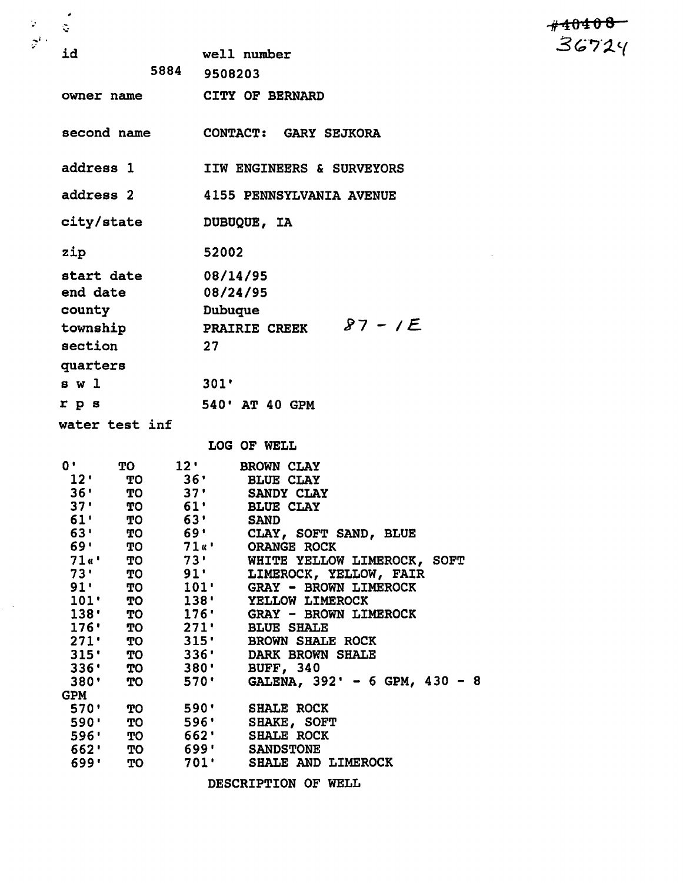~~#40408~~
36724

| | |
|---|---|
| id | well number |
| 5884 | 9508203 |
| owner name | CITY OF BERNARD |
| second name | CONTACT: GARY SEJKORA |
| address 1 | IIW ENGINEERS & SURVEYORS |
| address 2 | 4155 PENNSYLVANIA AVENUE |
| city/state | DUBUQUE, IA |
| zip | 52002 |
| start date | 08/14/95 |
| end date | 08/24/95 |
| county | Dubuque |
| township | PRAIRIE CREEK 87 - 1E |
| section | 27 |
| quarters | |
| s w l | 301' |
| r p s | 540' AT 40 GPM |
| water test inf | |

## LOG OF WELL

```
0'     TO    12'     BROWN CLAY
 12'   TO    36'     BLUE CLAY
 36'   TO    37'     SANDY CLAY
 37'   TO    61'     BLUE CLAY
 61'   TO    63'     SAND
 63'   TO    69'     CLAY, SOFT SAND, BLUE
 69'   TO    71«'    ORANGE ROCK
 71«'  TO    73'     WHITE YELLOW LIMEROCK, SOFT
 73'   TO    91'     LIMEROCK, YELLOW, FAIR
 91'   TO    101'    GRAY - BROWN LIMEROCK
 101'  TO    138'    YELLOW LIMEROCK
 138'  TO    176'    GRAY - BROWN LIMEROCK
 176'  TO    271'    BLUE SHALE
 271'  TO    315'    BROWN SHALE ROCK
 315'  TO    336'    DARK BROWN SHALE
 336'  TO    380'    BUFF, 340
 380'  TO    570'    GALENA, 392' - 6 GPM, 430 - 8
GPM
 570'  TO    590'    SHALE ROCK
 590'  TO    596'    SHAKE, SOFT
 596'  TO    662'    SHALE ROCK
 662'  TO    699'    SANDSTONE
 699'  TO    701'    SHALE AND LIMEROCK
```

## DESCRIPTION OF WELL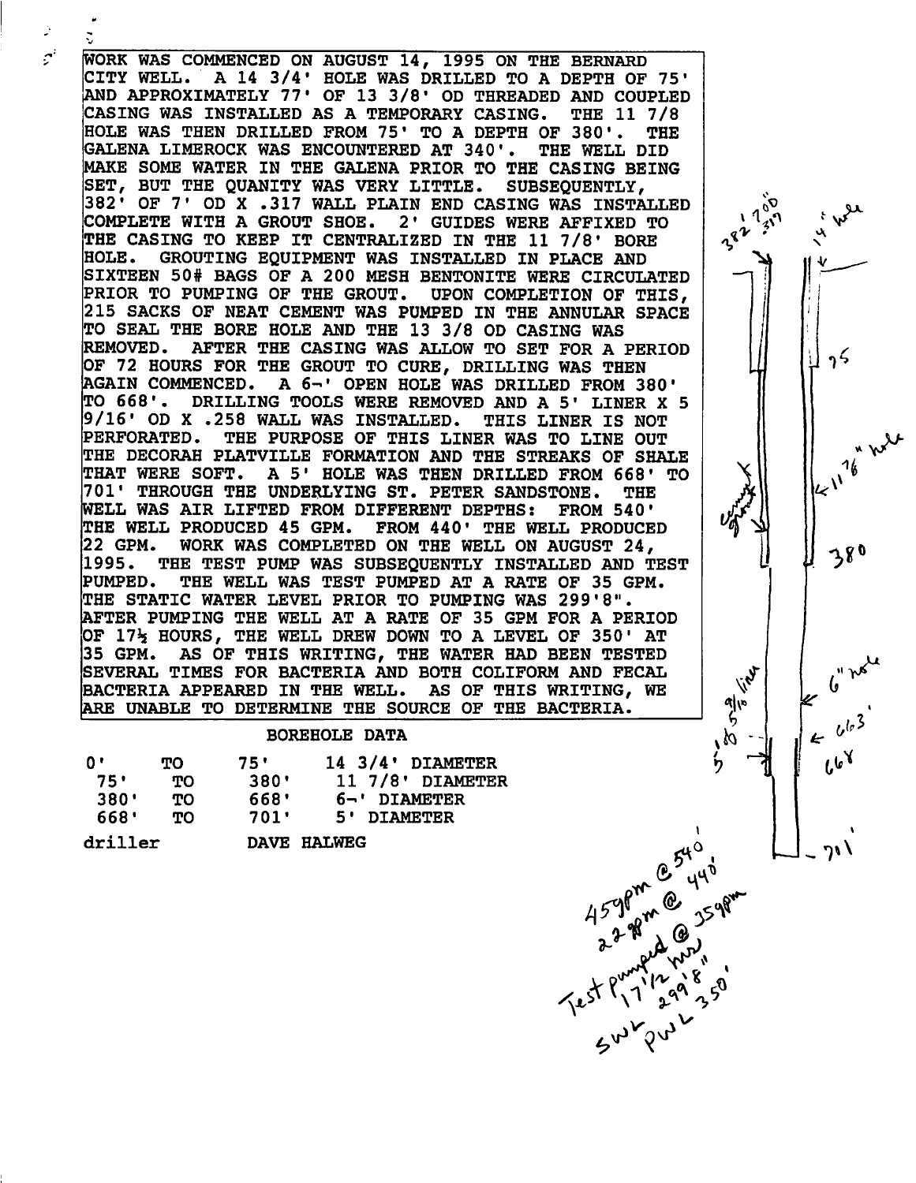WORK WAS COMMENCED ON AUGUST 14, 1995 ON THE BERNARD CITY WELL. A 14 3/4' HOLE WAS DRILLED TO A DEPTH OF 75' AND APPROXIMATELY 77' OF 13 3/8' OD THREADED AND COUPLED CASING WAS INSTALLED AS A TEMPORARY CASING. THE 11 7/8 HOLE WAS THEN DRILLED FROM 75' TO A DEPTH OF 380'. THE GALENA LIMEROCK WAS ENCOUNTERED AT 340'. THE WELL DID MAKE SOME WATER IN THE GALENA PRIOR TO THE CASING BEING SET, BUT THE QUANITY WAS VERY LITTLE. SUBSEQUENTLY, 382' OF 7' OD X .317 WALL PLAIN END CASING WAS INSTALLED COMPLETE WITH A GROUT SHOE. 2' GUIDES WERE AFFIXED TO THE CASING TO KEEP IT CENTRALIZED IN THE 11 7/8' BORE HOLE. GROUTING EQUIPMENT WAS INSTALLED IN PLACE AND SIXTEEN 50# BAGS OF A 200 MESH BENTONITE WERE CIRCULATED PRIOR TO PUMPING OF THE GROUT. UPON COMPLETION OF THIS, 215 SACKS OF NEAT CEMENT WAS PUMPED IN THE ANNULAR SPACE TO SEAL THE BORE HOLE AND THE 13 3/8 OD CASING WAS REMOVED. AFTER THE CASING WAS ALLOW TO SET FOR A PERIOD OF 72 HOURS FOR THE GROUT TO CURE, DRILLING WAS THEN AGAIN COMMENCED. A 6¬' OPEN HOLE WAS DRILLED FROM 380' TO 668'. DRILLING TOOLS WERE REMOVED AND A 5' LINER X 5 9/16' OD X .258 WALL WAS INSTALLED. THIS LINER IS NOT PERFORATED. THE PURPOSE OF THIS LINER WAS TO LINE OUT THE DECORAH PLATVILLE FORMATION AND THE STREAKS OF SHALE THAT WERE SOFT. A 5' HOLE WAS THEN DRILLED FROM 668' TO 701' THROUGH THE UNDERLYING ST. PETER SANDSTONE. THE WELL WAS AIR LIFTED FROM DIFFERENT DEPTHS: FROM 540' THE WELL PRODUCED 45 GPM. FROM 440' THE WELL PRODUCED 22 GPM. WORK WAS COMPLETED ON THE WELL ON AUGUST 24, 1995. THE TEST PUMP WAS SUBSEQUENTLY INSTALLED AND TEST PUMPED. THE WELL WAS TEST PUMPED AT A RATE OF 35 GPM. THE STATIC WATER LEVEL PRIOR TO PUMPING WAS 299'8". AFTER PUMPING THE WELL AT A RATE OF 35 GPM FOR A PERIOD OF 17½ HOURS, THE WELL DREW DOWN TO A LEVEL OF 350' AT 35 GPM. AS OF THIS WRITING, THE WATER HAD BEEN TESTED SEVERAL TIMES FOR BACTERIA AND BOTH COLIFORM AND FECAL BACTERIA APPEARED IN THE WELL. AS OF THIS WRITING, WE ARE UNABLE TO DETERMINE THE SOURCE OF THE BACTERIA.

BOREHOLE DATA

| | | | |
|---|---|---|---|
| 0' | TO | 75' | 14 3/4' DIAMETER |
| 75' | TO | 380' | 11 7/8' DIAMETER |
| 380' | TO | 668' | 6¬' DIAMETER |
| 668' | TO | 701' | 5' DIAMETER |

driller DAVE HALWEG

382' 7" OD .317 — 14" hole — 75 — cement grout — 11 7/8" hole — 380 — 6" hole — 5 9/16 liner — 663' — 668 — 5" — 701'

45gpm @ 540'
22gpm @ 440'
Test pumped @ 35gpm
17 1/2 hrs
SWL 299'8"
PWL 350'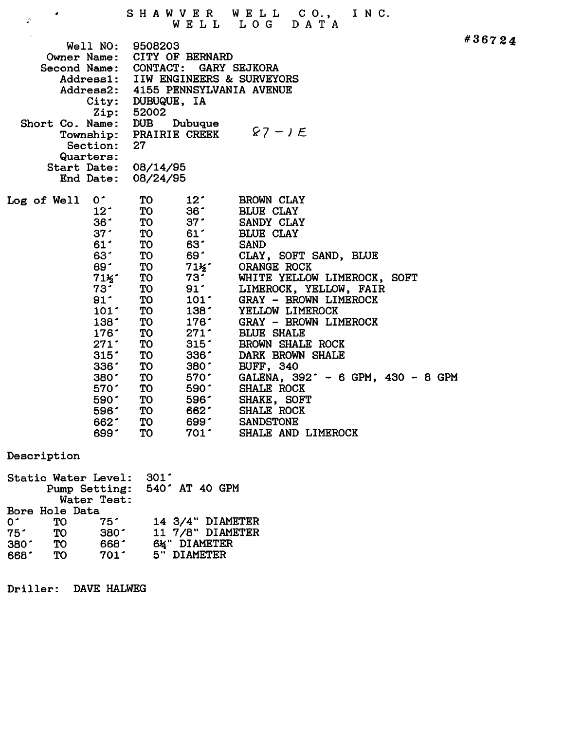# SHAWVER WELL CO., INC.
## WELL LOG DATA

#36724

Well NO: 9508203
Owner Name: CITY OF BERNARD
Second Name: CONTACT: GARY SEJKORA
Address1: IIW ENGINEERS & SURVEYORS
Address2: 4155 PENNSYLVANIA AVENUE
City: DUBUQUE, IA
Zip: 52002
Short Co. Name: DUB Dubuque
Township: PRAIRIE CREEK 87-1E
Section: 27
Quarters:
Start Date: 08/14/95
End Date: 08/24/95

Log of Well

| | | | |
|---|---|---|---|
| 0' | TO | 12' | BROWN CLAY |
| 12' | TO | 36' | BLUE CLAY |
| 36' | TO | 37' | SANDY CLAY |
| 37' | TO | 61' | BLUE CLAY |
| 61' | TO | 63' | SAND |
| 63' | TO | 69' | CLAY, SOFT SAND, BLUE |
| 69' | TO | 71½' | ORANGE ROCK |
| 71½' | TO | 73' | WHITE YELLOW LIMEROCK, SOFT |
| 73' | TO | 91' | LIMEROCK, YELLOW, FAIR |
| 91' | TO | 101' | GRAY - BROWN LIMEROCK |
| 101' | TO | 138' | YELLOW LIMEROCK |
| 138' | TO | 176' | GRAY - BROWN LIMEROCK |
| 176' | TO | 271' | BLUE SHALE |
| 271' | TO | 315' | BROWN SHALE ROCK |
| 315' | TO | 336' | DARK BROWN SHALE |
| 336' | TO | 380' | BUFF, 340 |
| 380' | TO | 570' | GALENA, 392' - 6 GPM, 430 - 8 GPM |
| 570' | TO | 590' | SHALE ROCK |
| 590' | TO | 596' | SHAKE, SOFT |
| 596' | TO | 662' | SHALE ROCK |
| 662' | TO | 699' | SANDSTONE |
| 699' | TO | 701' | SHALE AND LIMEROCK |

Description

Static Water Level: 301'
Pump Setting: 540' AT 40 GPM
Water Test:

Bore Hole Data

| | | | |
|---|---|---|---|
| 0' | TO | 75' | 14 3/4" DIAMETER |
| 75' | TO | 380' | 11 7/8" DIAMETER |
| 380' | TO | 668' | 6¼" DIAMETER |
| 668' | TO | 701' | 5" DIAMETER |

Driller: DAVE HALWEG